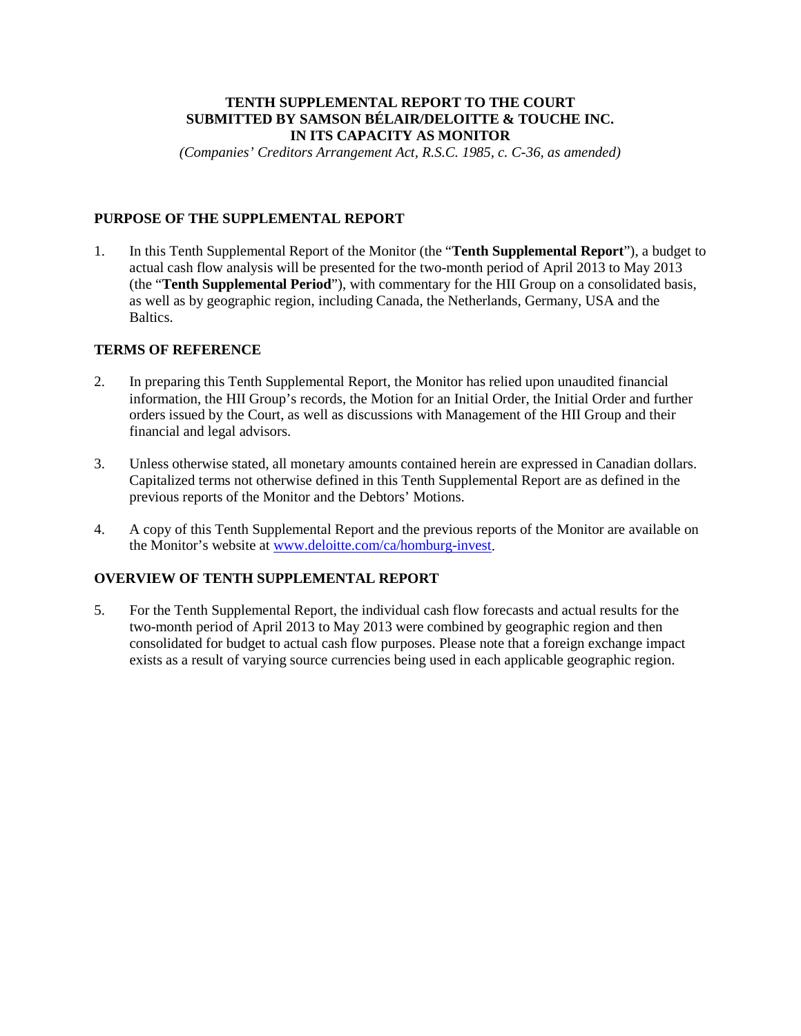# TENTH SUPPLEMENTAL REPORT TO THE COURT SUBMITTED BY SAMSON BÉLAIR/DELOITTE & TOUCHE INC. IN ITS CAPACITY AS MONITOR

*(Companies' Creditors Arrangement Act, R.S.C. 1985, c. C-36, as amended)*

## PURPOSE OF THE SUPPLEMENTAL REPORT

1. In this Tenth Supplemental Report of the Monitor (the "**Tenth Supplemental Report**"), a budget to actual cash flow analysis will be presented for the two-month period of April 2013 to May 2013 (the "**Tenth Supplemental Period**"), with commentary for the HII Group on a consolidated basis, as well as by geographic region, including Canada, the Netherlands, Germany, USA and the Baltics.

## TERMS OF REFERENCE

2. In preparing this Tenth Supplemental Report, the Monitor has relied upon unaudited financial information, the HII Group's records, the Motion for an Initial Order, the Initial Order and further orders issued by the Court, as well as discussions with Management of the HII Group and their financial and legal advisors.

3. Unless otherwise stated, all monetary amounts contained herein are expressed in Canadian dollars. Capitalized terms not otherwise defined in this Tenth Supplemental Report are as defined in the previous reports of the Monitor and the Debtors' Motions.

4. A copy of this Tenth Supplemental Report and the previous reports of the Monitor are available on the Monitor's website at www.deloitte.com/ca/homburg-invest.

## OVERVIEW OF TENTH SUPPLEMENTAL REPORT

5. For the Tenth Supplemental Report, the individual cash flow forecasts and actual results for the two-month period of April 2013 to May 2013 were combined by geographic region and then consolidated for budget to actual cash flow purposes. Please note that a foreign exchange impact exists as a result of varying source currencies being used in each applicable geographic region.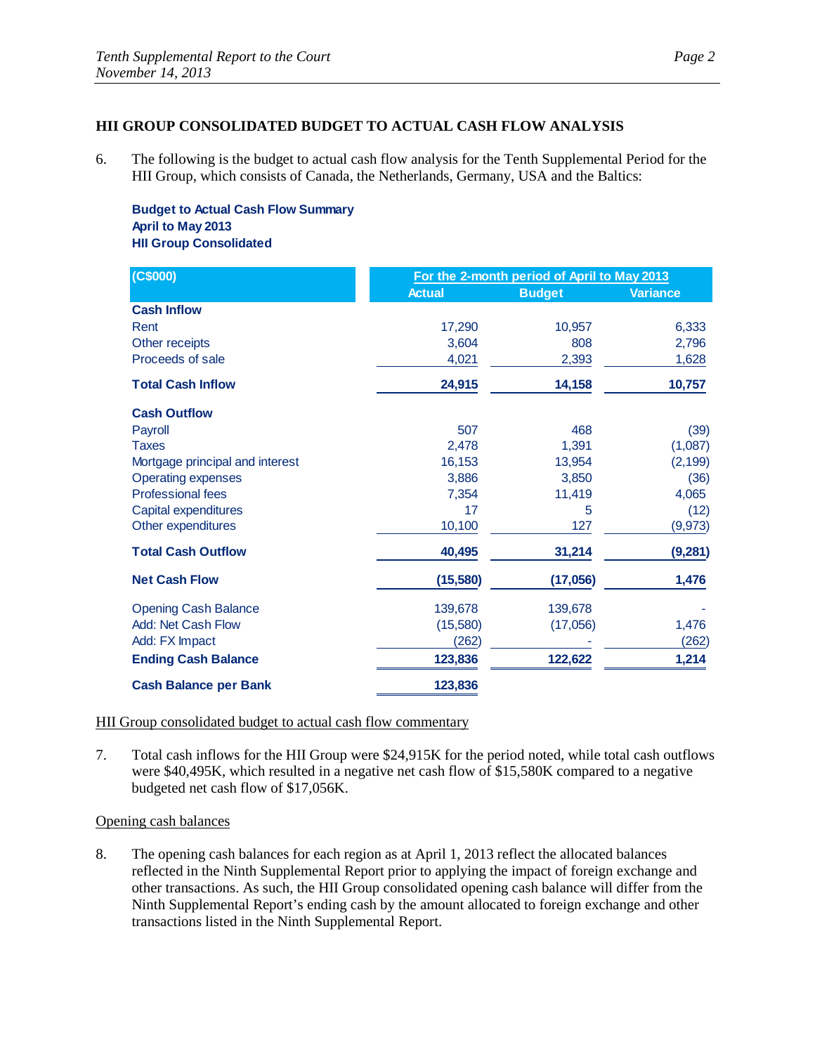## HII GROUP CONSOLIDATED BUDGET TO ACTUAL CASH FLOW ANALYSIS

6. The following is the budget to actual cash flow analysis for the Tenth Supplemental Period for the HII Group, which consists of Canada, the Netherlands, Germany, USA and the Baltics:

**Budget to Actual Cash Flow Summary**
**April to May 2013**
**HII Group Consolidated**

| (C$000) | For the 2-month period of April to May 2013 | | |
|---|---|---|---|
| | Actual | Budget | Variance |
| **Cash Inflow** | | | |
| Rent | 17,290 | 10,957 | 6,333 |
| Other receipts | 3,604 | 808 | 2,796 |
| Proceeds of sale | 4,021 | 2,393 | 1,628 |
| **Total Cash Inflow** | **24,915** | **14,158** | **10,757** |
| **Cash Outflow** | | | |
| Payroll | 507 | 468 | (39) |
| Taxes | 2,478 | 1,391 | (1,087) |
| Mortgage principal and interest | 16,153 | 13,954 | (2,199) |
| Operating expenses | 3,886 | 3,850 | (36) |
| Professional fees | 7,354 | 11,419 | 4,065 |
| Capital expenditures | 17 | 5 | (12) |
| Other expenditures | 10,100 | 127 | (9,973) |
| **Total Cash Outflow** | **40,495** | **31,214** | **(9,281)** |
| **Net Cash Flow** | **(15,580)** | **(17,056)** | **1,476** |
| Opening Cash Balance | 139,678 | 139,678 | - |
| Add: Net Cash Flow | (15,580) | (17,056) | 1,476 |
| Add: FX Impact | (262) | - | (262) |
| **Ending Cash Balance** | **123,836** | **122,622** | **1,214** |
| **Cash Balance per Bank** | **123,836** | | |

HII Group consolidated budget to actual cash flow commentary

7. Total cash inflows for the HII Group were $24,915K for the period noted, while total cash outflows were $40,495K, which resulted in a negative net cash flow of $15,580K compared to a negative budgeted net cash flow of $17,056K.

Opening cash balances

8. The opening cash balances for each region as at April 1, 2013 reflect the allocated balances reflected in the Ninth Supplemental Report prior to applying the impact of foreign exchange and other transactions. As such, the HII Group consolidated opening cash balance will differ from the Ninth Supplemental Report's ending cash by the amount allocated to foreign exchange and other transactions listed in the Ninth Supplemental Report.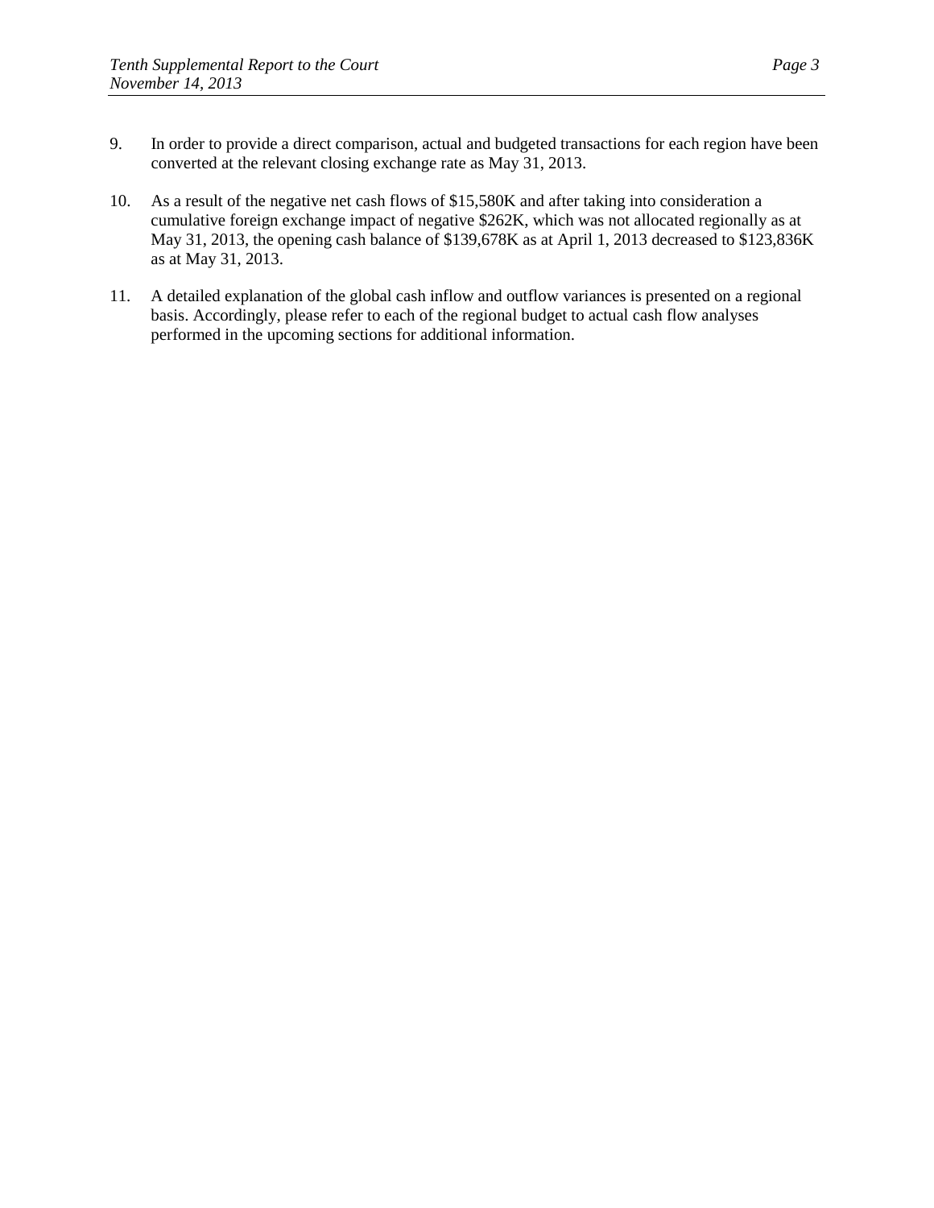9. In order to provide a direct comparison, actual and budgeted transactions for each region have been converted at the relevant closing exchange rate as May 31, 2013.

10. As a result of the negative net cash flows of $15,580K and after taking into consideration a cumulative foreign exchange impact of negative $262K, which was not allocated regionally as at May 31, 2013, the opening cash balance of $139,678K as at April 1, 2013 decreased to $123,836K as at May 31, 2013.

11. A detailed explanation of the global cash inflow and outflow variances is presented on a regional basis. Accordingly, please refer to each of the regional budget to actual cash flow analyses performed in the upcoming sections for additional information.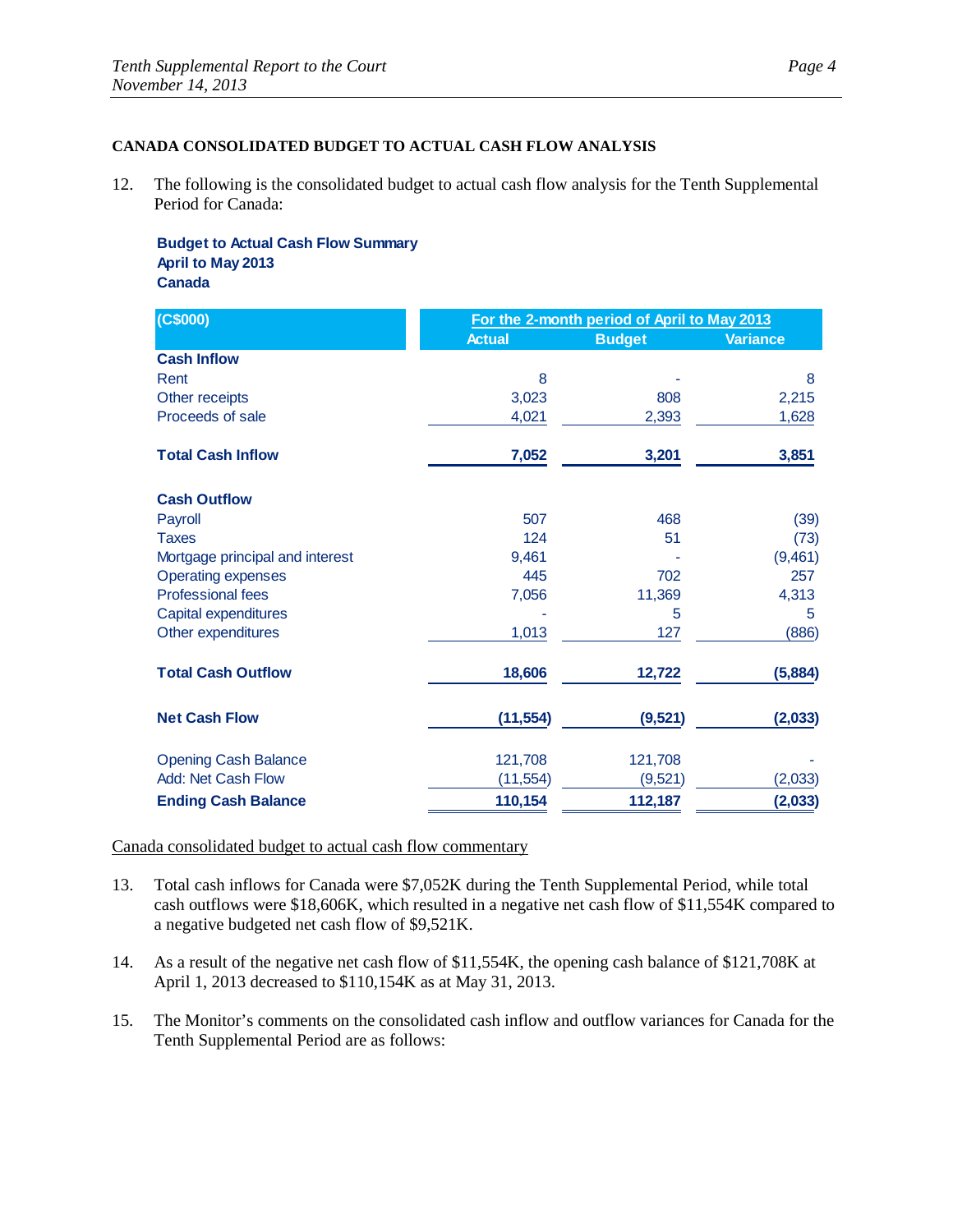### CANADA CONSOLIDATED BUDGET TO ACTUAL CASH FLOW ANALYSIS

12. The following is the consolidated budget to actual cash flow analysis for the Tenth Supplemental Period for Canada:

**Budget to Actual Cash Flow Summary**
**April to May 2013**
**Canada**

| (C$000) | For the 2-month period of April to May 2013 | | |
|---|---|---|---|
| | Actual | Budget | Variance |
| **Cash Inflow** | | | |
| Rent | 8 | - | 8 |
| Other receipts | 3,023 | 808 | 2,215 |
| Proceeds of sale | 4,021 | 2,393 | 1,628 |
| **Total Cash Inflow** | **7,052** | **3,201** | **3,851** |
| **Cash Outflow** | | | |
| Payroll | 507 | 468 | (39) |
| Taxes | 124 | 51 | (73) |
| Mortgage principal and interest | 9,461 | - | (9,461) |
| Operating expenses | 445 | 702 | 257 |
| Professional fees | 7,056 | 11,369 | 4,313 |
| Capital expenditures | - | 5 | 5 |
| Other expenditures | 1,013 | 127 | (886) |
| **Total Cash Outflow** | **18,606** | **12,722** | **(5,884)** |
| **Net Cash Flow** | **(11,554)** | **(9,521)** | **(2,033)** |
| Opening Cash Balance | 121,708 | 121,708 | - |
| Add: Net Cash Flow | (11,554) | (9,521) | (2,033) |
| **Ending Cash Balance** | **110,154** | **112,187** | **(2,033)** |

Canada consolidated budget to actual cash flow commentary

13. Total cash inflows for Canada were $7,052K during the Tenth Supplemental Period, while total cash outflows were $18,606K, which resulted in a negative net cash flow of $11,554K compared to a negative budgeted net cash flow of $9,521K.

14. As a result of the negative net cash flow of $11,554K, the opening cash balance of $121,708K at April 1, 2013 decreased to $110,154K as at May 31, 2013.

15. The Monitor's comments on the consolidated cash inflow and outflow variances for Canada for the Tenth Supplemental Period are as follows: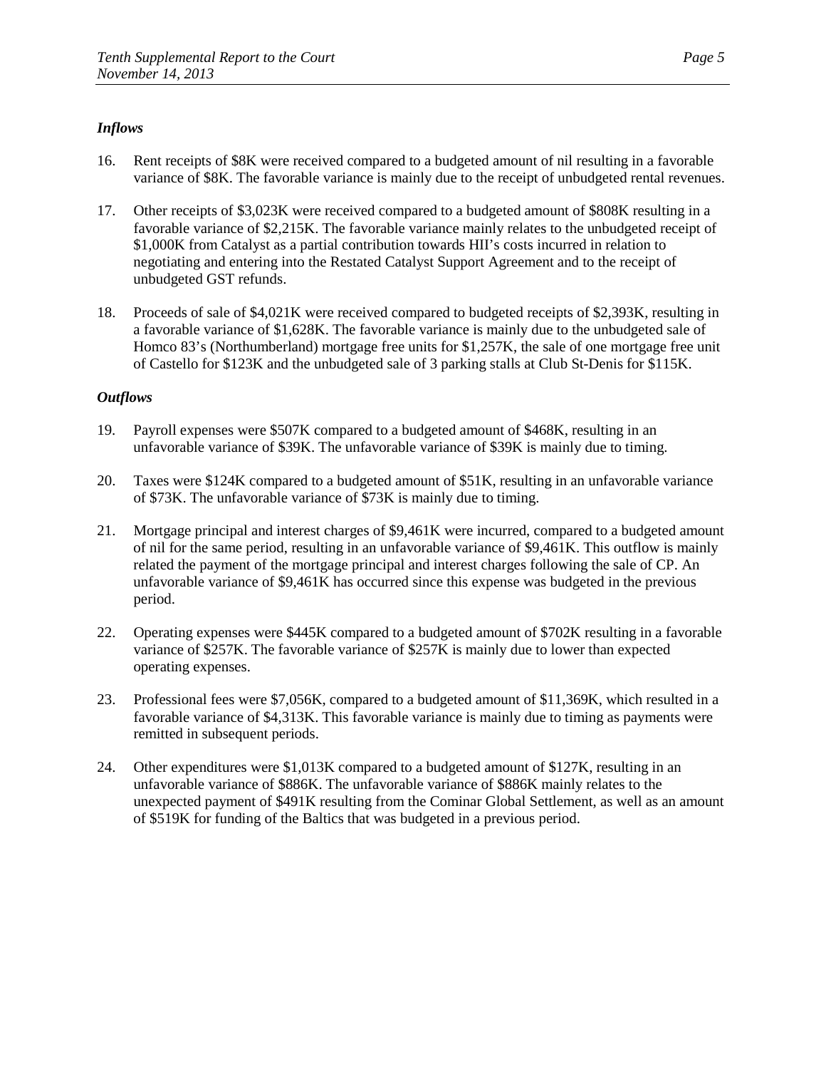### *Inflows*

16. Rent receipts of $8K were received compared to a budgeted amount of nil resulting in a favorable variance of $8K. The favorable variance is mainly due to the receipt of unbudgeted rental revenues.

17. Other receipts of $3,023K were received compared to a budgeted amount of $808K resulting in a favorable variance of $2,215K. The favorable variance mainly relates to the unbudgeted receipt of $1,000K from Catalyst as a partial contribution towards HII's costs incurred in relation to negotiating and entering into the Restated Catalyst Support Agreement and to the receipt of unbudgeted GST refunds.

18. Proceeds of sale of $4,021K were received compared to budgeted receipts of $2,393K, resulting in a favorable variance of $1,628K. The favorable variance is mainly due to the unbudgeted sale of Homco 83's (Northumberland) mortgage free units for $1,257K, the sale of one mortgage free unit of Castello for $123K and the unbudgeted sale of 3 parking stalls at Club St-Denis for $115K.

### *Outflows*

19. Payroll expenses were $507K compared to a budgeted amount of $468K, resulting in an unfavorable variance of $39K. The unfavorable variance of $39K is mainly due to timing.

20. Taxes were $124K compared to a budgeted amount of $51K, resulting in an unfavorable variance of $73K. The unfavorable variance of $73K is mainly due to timing.

21. Mortgage principal and interest charges of $9,461K were incurred, compared to a budgeted amount of nil for the same period, resulting in an unfavorable variance of $9,461K. This outflow is mainly related the payment of the mortgage principal and interest charges following the sale of CP. An unfavorable variance of $9,461K has occurred since this expense was budgeted in the previous period.

22. Operating expenses were $445K compared to a budgeted amount of $702K resulting in a favorable variance of $257K. The favorable variance of $257K is mainly due to lower than expected operating expenses.

23. Professional fees were $7,056K, compared to a budgeted amount of $11,369K, which resulted in a favorable variance of $4,313K. This favorable variance is mainly due to timing as payments were remitted in subsequent periods.

24. Other expenditures were $1,013K compared to a budgeted amount of $127K, resulting in an unfavorable variance of $886K. The unfavorable variance of $886K mainly relates to the unexpected payment of $491K resulting from the Cominar Global Settlement, as well as an amount of $519K for funding of the Baltics that was budgeted in a previous period.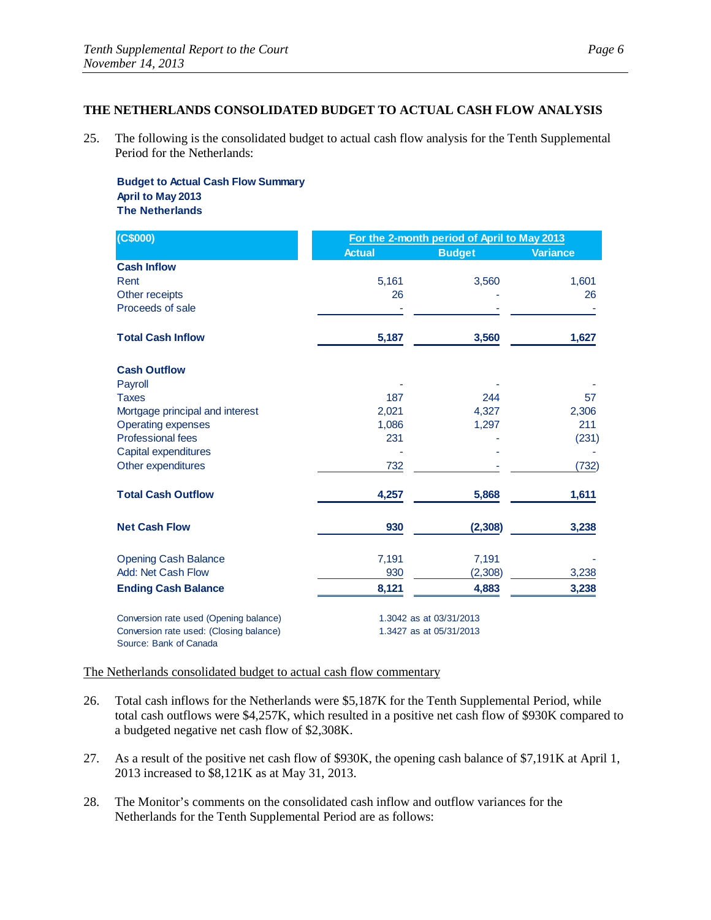## THE NETHERLANDS CONSOLIDATED BUDGET TO ACTUAL CASH FLOW ANALYSIS

25. The following is the consolidated budget to actual cash flow analysis for the Tenth Supplemental Period for the Netherlands:

**Budget to Actual Cash Flow Summary**
**April to May 2013**
**The Netherlands**

| (C$000) | For the 2-month period of April to May 2013 | | |
|---|---|---|---|
| | Actual | Budget | Variance |
| **Cash Inflow** | | | |
| Rent | 5,161 | 3,560 | 1,601 |
| Other receipts | 26 | - | 26 |
| Proceeds of sale | - | - | - |
| **Total Cash Inflow** | **5,187** | **3,560** | **1,627** |
| **Cash Outflow** | | | |
| Payroll | - | - | - |
| Taxes | 187 | 244 | 57 |
| Mortgage principal and interest | 2,021 | 4,327 | 2,306 |
| Operating expenses | 1,086 | 1,297 | 211 |
| Professional fees | 231 | - | (231) |
| Capital expenditures | - | - | - |
| Other expenditures | 732 | - | (732) |
| **Total Cash Outflow** | **4,257** | **5,868** | **1,611** |
| **Net Cash Flow** | **930** | **(2,308)** | **3,238** |
| Opening Cash Balance | 7,191 | 7,191 | - |
| Add: Net Cash Flow | 930 | (2,308) | 3,238 |
| **Ending Cash Balance** | **8,121** | **4,883** | **3,238** |

Conversion rate used (Opening balance) 1.3042 as at 03/31/2013
Conversion rate used: (Closing balance) 1.3427 as at 05/31/2013
Source: Bank of Canada

The Netherlands consolidated budget to actual cash flow commentary

26. Total cash inflows for the Netherlands were $5,187K for the Tenth Supplemental Period, while total cash outflows were $4,257K, which resulted in a positive net cash flow of $930K compared to a budgeted negative net cash flow of $2,308K.

27. As a result of the positive net cash flow of $930K, the opening cash balance of $7,191K at April 1, 2013 increased to $8,121K as at May 31, 2013.

28. The Monitor's comments on the consolidated cash inflow and outflow variances for the Netherlands for the Tenth Supplemental Period are as follows: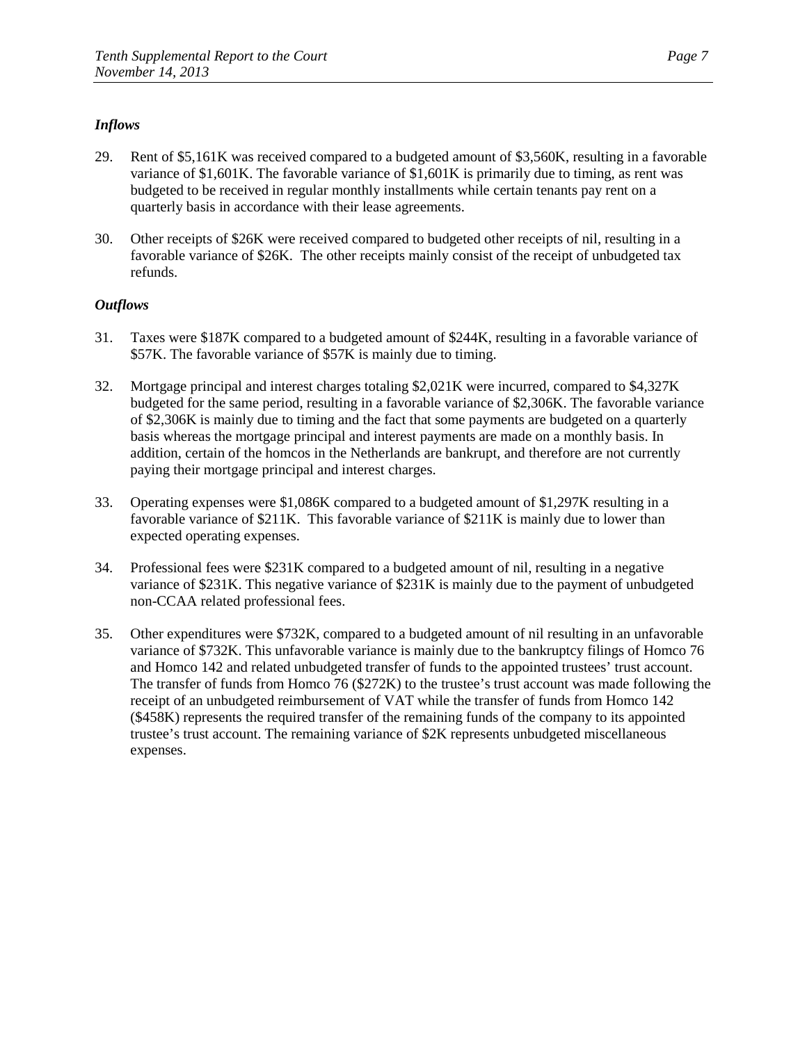### *Inflows*

29. Rent of $5,161K was received compared to a budgeted amount of $3,560K, resulting in a favorable variance of $1,601K. The favorable variance of $1,601K is primarily due to timing, as rent was budgeted to be received in regular monthly installments while certain tenants pay rent on a quarterly basis in accordance with their lease agreements.

30. Other receipts of $26K were received compared to budgeted other receipts of nil, resulting in a favorable variance of $26K. The other receipts mainly consist of the receipt of unbudgeted tax refunds.

### *Outflows*

31. Taxes were $187K compared to a budgeted amount of $244K, resulting in a favorable variance of $57K. The favorable variance of $57K is mainly due to timing.

32. Mortgage principal and interest charges totaling $2,021K were incurred, compared to $4,327K budgeted for the same period, resulting in a favorable variance of $2,306K. The favorable variance of $2,306K is mainly due to timing and the fact that some payments are budgeted on a quarterly basis whereas the mortgage principal and interest payments are made on a monthly basis. In addition, certain of the homcos in the Netherlands are bankrupt, and therefore are not currently paying their mortgage principal and interest charges.

33. Operating expenses were $1,086K compared to a budgeted amount of $1,297K resulting in a favorable variance of $211K. This favorable variance of $211K is mainly due to lower than expected operating expenses.

34. Professional fees were $231K compared to a budgeted amount of nil, resulting in a negative variance of $231K. This negative variance of $231K is mainly due to the payment of unbudgeted non-CCAA related professional fees.

35. Other expenditures were $732K, compared to a budgeted amount of nil resulting in an unfavorable variance of $732K. This unfavorable variance is mainly due to the bankruptcy filings of Homco 76 and Homco 142 and related unbudgeted transfer of funds to the appointed trustees' trust account. The transfer of funds from Homco 76 ($272K) to the trustee's trust account was made following the receipt of an unbudgeted reimbursement of VAT while the transfer of funds from Homco 142 ($458K) represents the required transfer of the remaining funds of the company to its appointed trustee's trust account. The remaining variance of $2K represents unbudgeted miscellaneous expenses.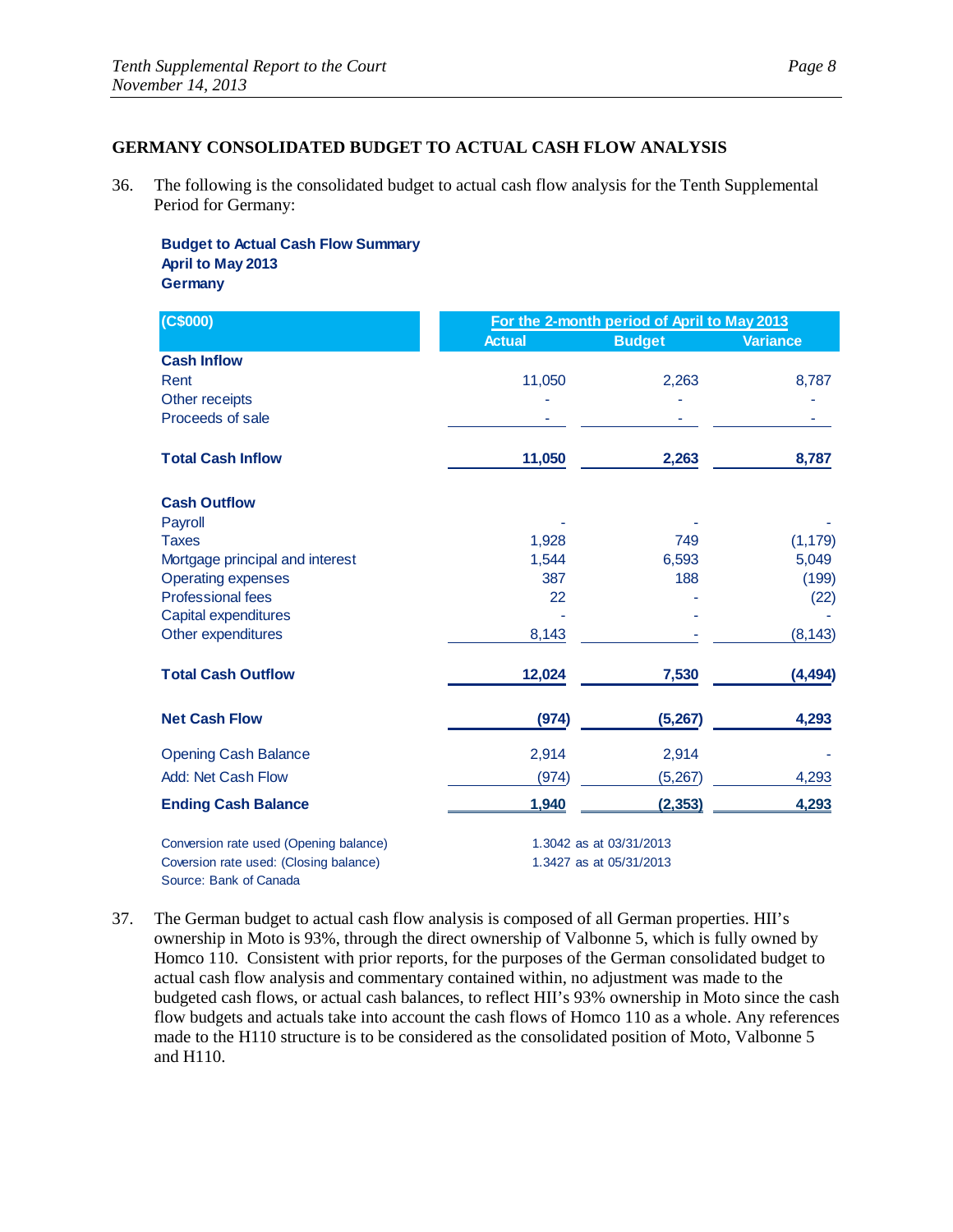## GERMANY CONSOLIDATED BUDGET TO ACTUAL CASH FLOW ANALYSIS

36. The following is the consolidated budget to actual cash flow analysis for the Tenth Supplemental Period for Germany:

**Budget to Actual Cash Flow Summary**
**April to May 2013**
**Germany**

| (C$000) | For the 2-month period of April to May 2013 | | |
|---|---|---|---|
| | Actual | Budget | Variance |
| **Cash Inflow** | | | |
| Rent | 11,050 | 2,263 | 8,787 |
| Other receipts | - | - | - |
| Proceeds of sale | - | - | - |
| **Total Cash Inflow** | **11,050** | **2,263** | **8,787** |
| **Cash Outflow** | | | |
| Payroll | - | - | - |
| Taxes | 1,928 | 749 | (1,179) |
| Mortgage principal and interest | 1,544 | 6,593 | 5,049 |
| Operating expenses | 387 | 188 | (199) |
| Professional fees | 22 | - | (22) |
| Capital expenditures | - | - | - |
| Other expenditures | 8,143 | - | (8,143) |
| **Total Cash Outflow** | **12,024** | **7,530** | **(4,494)** |
| **Net Cash Flow** | **(974)** | **(5,267)** | **4,293** |
| Opening Cash Balance | 2,914 | 2,914 | - |
| Add: Net Cash Flow | (974) | (5,267) | 4,293 |
| **Ending Cash Balance** | **1,940** | **(2,353)** | **4,293** |

Conversion rate used (Opening balance) 1.3042 as at 03/31/2013
Coversion rate used: (Closing balance) 1.3427 as at 05/31/2013
Source: Bank of Canada

37. The German budget to actual cash flow analysis is composed of all German properties. HII's ownership in Moto is 93%, through the direct ownership of Valbonne 5, which is fully owned by Homco 110. Consistent with prior reports, for the purposes of the German consolidated budget to actual cash flow analysis and commentary contained within, no adjustment was made to the budgeted cash flows, or actual cash balances, to reflect HII's 93% ownership in Moto since the cash flow budgets and actuals take into account the cash flows of Homco 110 as a whole. Any references made to the H110 structure is to be considered as the consolidated position of Moto, Valbonne 5 and H110.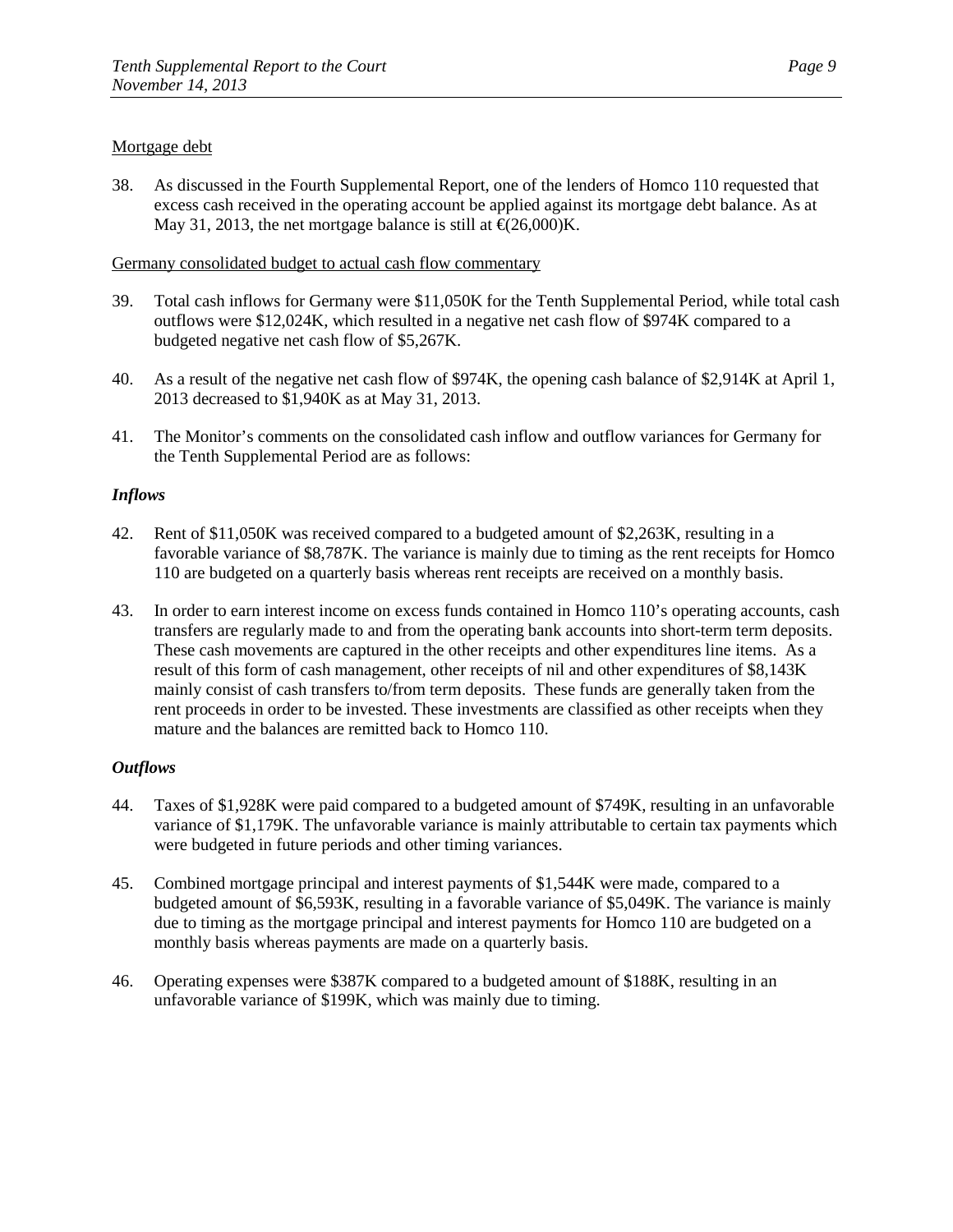Mortgage debt

38. As discussed in the Fourth Supplemental Report, one of the lenders of Homco 110 requested that excess cash received in the operating account be applied against its mortgage debt balance. As at May 31, 2013, the net mortgage balance is still at €(26,000)K.

Germany consolidated budget to actual cash flow commentary

39. Total cash inflows for Germany were $11,050K for the Tenth Supplemental Period, while total cash outflows were $12,024K, which resulted in a negative net cash flow of $974K compared to a budgeted negative net cash flow of $5,267K.

40. As a result of the negative net cash flow of $974K, the opening cash balance of $2,914K at April 1, 2013 decreased to $1,940K as at May 31, 2013.

41. The Monitor's comments on the consolidated cash inflow and outflow variances for Germany for the Tenth Supplemental Period are as follows:

***Inflows***

42. Rent of $11,050K was received compared to a budgeted amount of $2,263K, resulting in a favorable variance of $8,787K. The variance is mainly due to timing as the rent receipts for Homco 110 are budgeted on a quarterly basis whereas rent receipts are received on a monthly basis.

43. In order to earn interest income on excess funds contained in Homco 110's operating accounts, cash transfers are regularly made to and from the operating bank accounts into short-term term deposits. These cash movements are captured in the other receipts and other expenditures line items. As a result of this form of cash management, other receipts of nil and other expenditures of $8,143K mainly consist of cash transfers to/from term deposits. These funds are generally taken from the rent proceeds in order to be invested. These investments are classified as other receipts when they mature and the balances are remitted back to Homco 110.

***Outflows***

44. Taxes of $1,928K were paid compared to a budgeted amount of $749K, resulting in an unfavorable variance of $1,179K. The unfavorable variance is mainly attributable to certain tax payments which were budgeted in future periods and other timing variances.

45. Combined mortgage principal and interest payments of $1,544K were made, compared to a budgeted amount of $6,593K, resulting in a favorable variance of $5,049K. The variance is mainly due to timing as the mortgage principal and interest payments for Homco 110 are budgeted on a monthly basis whereas payments are made on a quarterly basis.

46. Operating expenses were $387K compared to a budgeted amount of $188K, resulting in an unfavorable variance of $199K, which was mainly due to timing.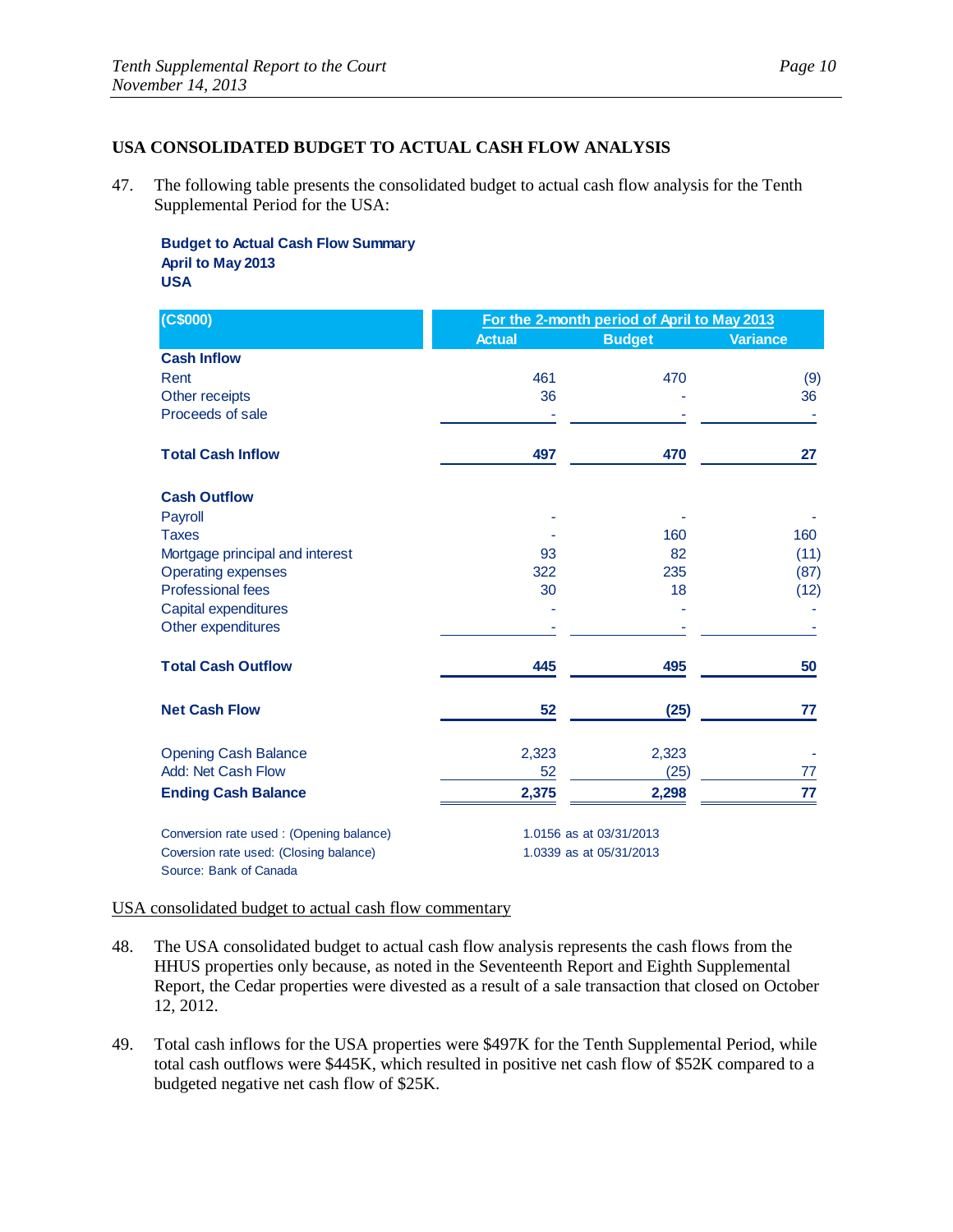## USA CONSOLIDATED BUDGET TO ACTUAL CASH FLOW ANALYSIS

47. The following table presents the consolidated budget to actual cash flow analysis for the Tenth Supplemental Period for the USA:

**Budget to Actual Cash Flow Summary**
**April to May 2013**
**USA**

| (C$000) | For the 2-month period of April to May 2013 | | |
|---|---|---|---|
| | Actual | Budget | Variance |
| **Cash Inflow** | | | |
| Rent | 461 | 470 | (9) |
| Other receipts | 36 | - | 36 |
| Proceeds of sale | - | - | - |
| **Total Cash Inflow** | **497** | **470** | **27** |
| **Cash Outflow** | | | |
| Payroll | - | - | - |
| Taxes | - | 160 | 160 |
| Mortgage principal and interest | 93 | 82 | (11) |
| Operating expenses | 322 | 235 | (87) |
| Professional fees | 30 | 18 | (12) |
| Capital expenditures | - | - | - |
| Other expenditures | - | - | - |
| **Total Cash Outflow** | **445** | **495** | **50** |
| **Net Cash Flow** | **52** | **(25)** | **77** |
| Opening Cash Balance | 2,323 | 2,323 | - |
| Add: Net Cash Flow | 52 | (25) | 77 |
| **Ending Cash Balance** | **2,375** | **2,298** | **77** |

Conversion rate used : (Opening balance) 1.0156 as at 03/31/2013
Coversion rate used: (Closing balance) 1.0339 as at 05/31/2013
Source: Bank of Canada

USA consolidated budget to actual cash flow commentary

48. The USA consolidated budget to actual cash flow analysis represents the cash flows from the HHUS properties only because, as noted in the Seventeenth Report and Eighth Supplemental Report, the Cedar properties were divested as a result of a sale transaction that closed on October 12, 2012.

49. Total cash inflows for the USA properties were $497K for the Tenth Supplemental Period, while total cash outflows were $445K, which resulted in positive net cash flow of $52K compared to a budgeted negative net cash flow of $25K.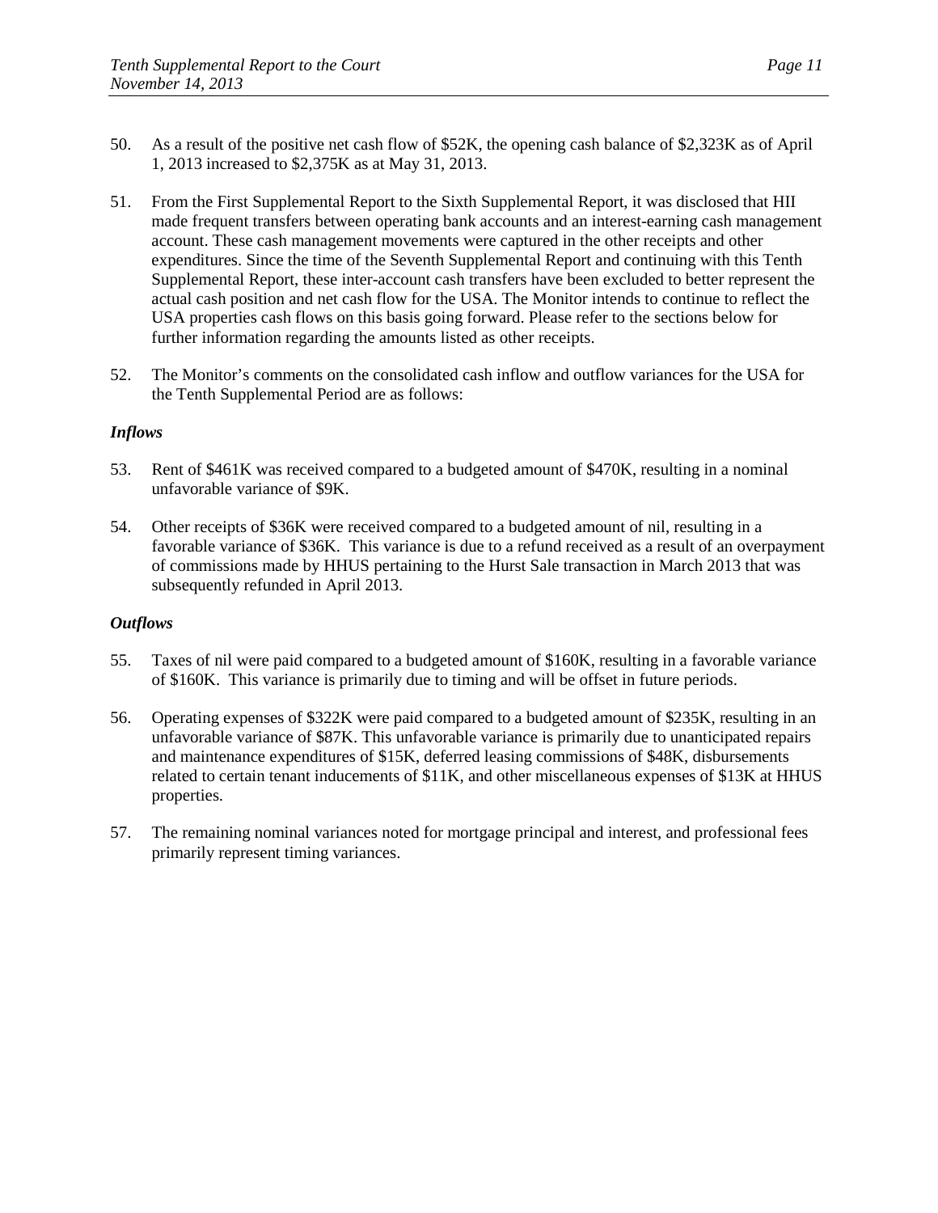50. As a result of the positive net cash flow of $52K, the opening cash balance of $2,323K as of April 1, 2013 increased to $2,375K as at May 31, 2013.

51. From the First Supplemental Report to the Sixth Supplemental Report, it was disclosed that HII made frequent transfers between operating bank accounts and an interest-earning cash management account. These cash management movements were captured in the other receipts and other expenditures. Since the time of the Seventh Supplemental Report and continuing with this Tenth Supplemental Report, these inter-account cash transfers have been excluded to better represent the actual cash position and net cash flow for the USA. The Monitor intends to continue to reflect the USA properties cash flows on this basis going forward. Please refer to the sections below for further information regarding the amounts listed as other receipts.

52. The Monitor's comments on the consolidated cash inflow and outflow variances for the USA for the Tenth Supplemental Period are as follows:

### *Inflows*

53. Rent of $461K was received compared to a budgeted amount of $470K, resulting in a nominal unfavorable variance of $9K.

54. Other receipts of $36K were received compared to a budgeted amount of nil, resulting in a favorable variance of $36K. This variance is due to a refund received as a result of an overpayment of commissions made by HHUS pertaining to the Hurst Sale transaction in March 2013 that was subsequently refunded in April 2013.

### *Outflows*

55. Taxes of nil were paid compared to a budgeted amount of $160K, resulting in a favorable variance of $160K. This variance is primarily due to timing and will be offset in future periods.

56. Operating expenses of $322K were paid compared to a budgeted amount of $235K, resulting in an unfavorable variance of $87K. This unfavorable variance is primarily due to unanticipated repairs and maintenance expenditures of $15K, deferred leasing commissions of $48K, disbursements related to certain tenant inducements of $11K, and other miscellaneous expenses of $13K at HHUS properties.

57. The remaining nominal variances noted for mortgage principal and interest, and professional fees primarily represent timing variances.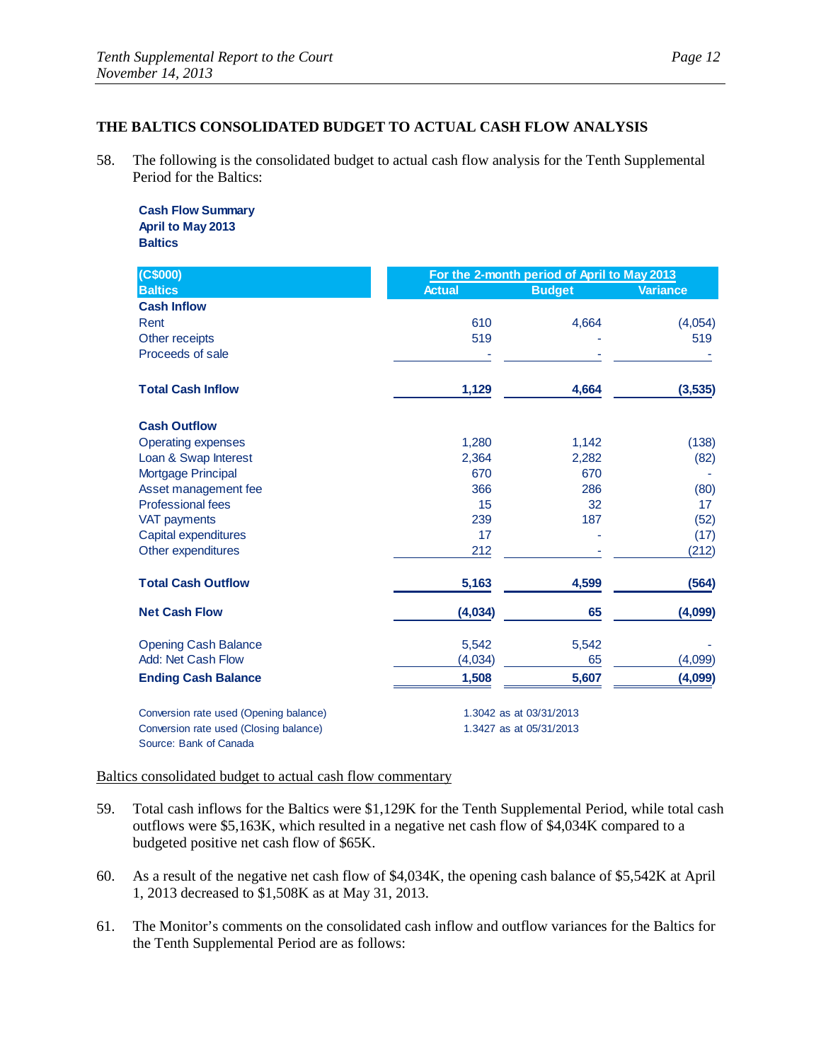## THE BALTICS CONSOLIDATED BUDGET TO ACTUAL CASH FLOW ANALYSIS

58. The following is the consolidated budget to actual cash flow analysis for the Tenth Supplemental Period for the Baltics:

**Cash Flow Summary**
**April to May 2013**
**Baltics**

| (C$000) | For the 2-month period of April to May 2013 | | |
|---|---|---|---|
| Baltics | Actual | Budget | Variance |
| **Cash Inflow** | | | |
| Rent | 610 | 4,664 | (4,054) |
| Other receipts | 519 | - | 519 |
| Proceeds of sale | - | - | - |
| **Total Cash Inflow** | **1,129** | **4,664** | **(3,535)** |
| **Cash Outflow** | | | |
| Operating expenses | 1,280 | 1,142 | (138) |
| Loan & Swap Interest | 2,364 | 2,282 | (82) |
| Mortgage Principal | 670 | 670 | - |
| Asset management fee | 366 | 286 | (80) |
| Professional fees | 15 | 32 | 17 |
| VAT payments | 239 | 187 | (52) |
| Capital expenditures | 17 | - | (17) |
| Other expenditures | 212 | - | (212) |
| **Total Cash Outflow** | **5,163** | **4,599** | **(564)** |
| **Net Cash Flow** | **(4,034)** | **65** | **(4,099)** |
| Opening Cash Balance | 5,542 | 5,542 | - |
| Add: Net Cash Flow | (4,034) | 65 | (4,099) |
| **Ending Cash Balance** | **1,508** | **5,607** | **(4,099)** |

Conversion rate used (Opening balance) 1.3042 as at 03/31/2013
Conversion rate used (Closing balance) 1.3427 as at 05/31/2013
Source: Bank of Canada

Baltics consolidated budget to actual cash flow commentary

59. Total cash inflows for the Baltics were $1,129K for the Tenth Supplemental Period, while total cash outflows were $5,163K, which resulted in a negative net cash flow of $4,034K compared to a budgeted positive net cash flow of $65K.

60. As a result of the negative net cash flow of $4,034K, the opening cash balance of $5,542K at April 1, 2013 decreased to $1,508K as at May 31, 2013.

61. The Monitor's comments on the consolidated cash inflow and outflow variances for the Baltics for the Tenth Supplemental Period are as follows: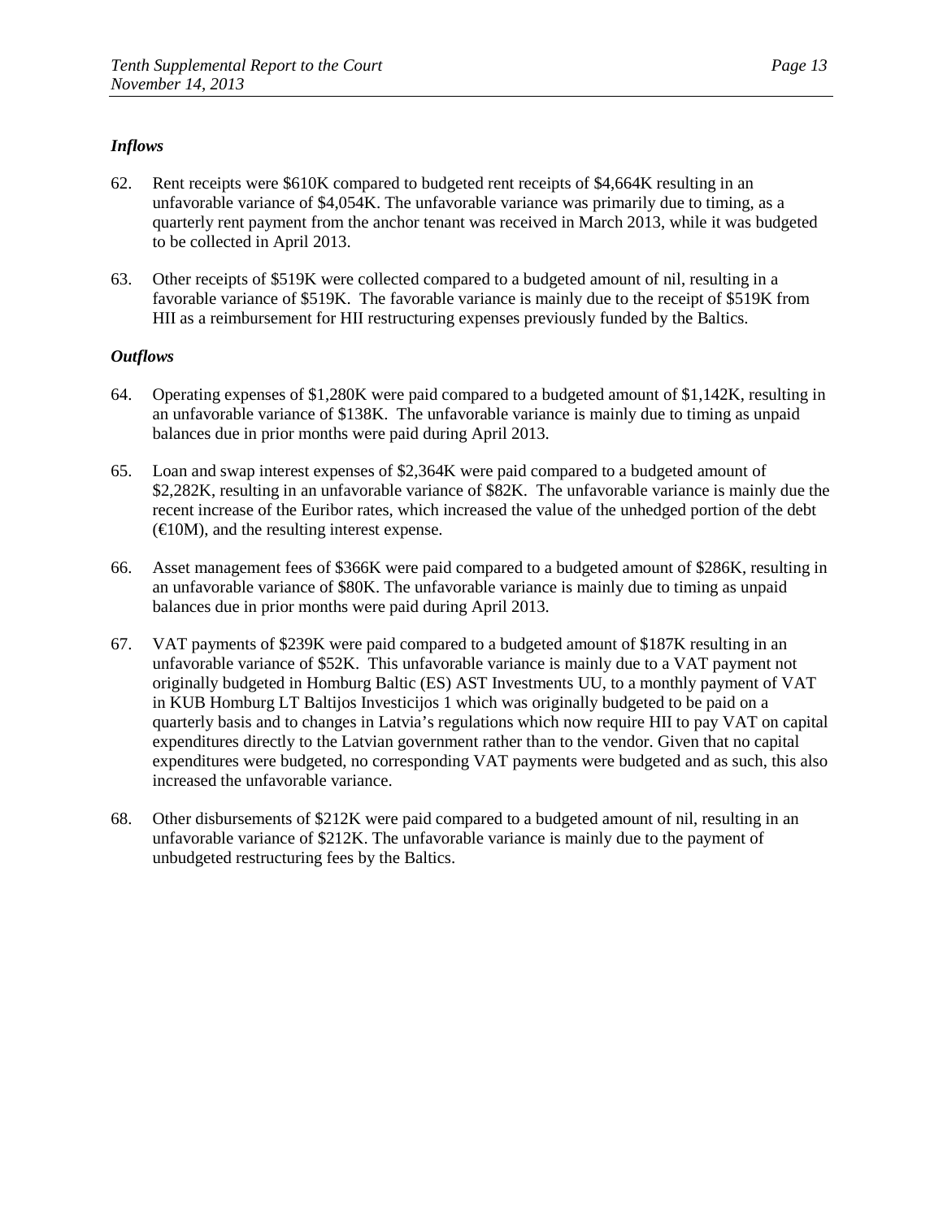### *Inflows*

62. Rent receipts were \$610K compared to budgeted rent receipts of \$4,664K resulting in an unfavorable variance of \$4,054K. The unfavorable variance was primarily due to timing, as a quarterly rent payment from the anchor tenant was received in March 2013, while it was budgeted to be collected in April 2013.

63. Other receipts of \$519K were collected compared to a budgeted amount of nil, resulting in a favorable variance of \$519K. The favorable variance is mainly due to the receipt of \$519K from HII as a reimbursement for HII restructuring expenses previously funded by the Baltics.

### *Outflows*

64. Operating expenses of \$1,280K were paid compared to a budgeted amount of \$1,142K, resulting in an unfavorable variance of \$138K. The unfavorable variance is mainly due to timing as unpaid balances due in prior months were paid during April 2013.

65. Loan and swap interest expenses of \$2,364K were paid compared to a budgeted amount of \$2,282K, resulting in an unfavorable variance of \$82K. The unfavorable variance is mainly due the recent increase of the Euribor rates, which increased the value of the unhedged portion of the debt (€10M), and the resulting interest expense.

66. Asset management fees of \$366K were paid compared to a budgeted amount of \$286K, resulting in an unfavorable variance of \$80K. The unfavorable variance is mainly due to timing as unpaid balances due in prior months were paid during April 2013.

67. VAT payments of \$239K were paid compared to a budgeted amount of \$187K resulting in an unfavorable variance of \$52K. This unfavorable variance is mainly due to a VAT payment not originally budgeted in Homburg Baltic (ES) AST Investments UU, to a monthly payment of VAT in KUB Homburg LT Baltijos Investicijos 1 which was originally budgeted to be paid on a quarterly basis and to changes in Latvia's regulations which now require HII to pay VAT on capital expenditures directly to the Latvian government rather than to the vendor. Given that no capital expenditures were budgeted, no corresponding VAT payments were budgeted and as such, this also increased the unfavorable variance.

68. Other disbursements of \$212K were paid compared to a budgeted amount of nil, resulting in an unfavorable variance of \$212K. The unfavorable variance is mainly due to the payment of unbudgeted restructuring fees by the Baltics.